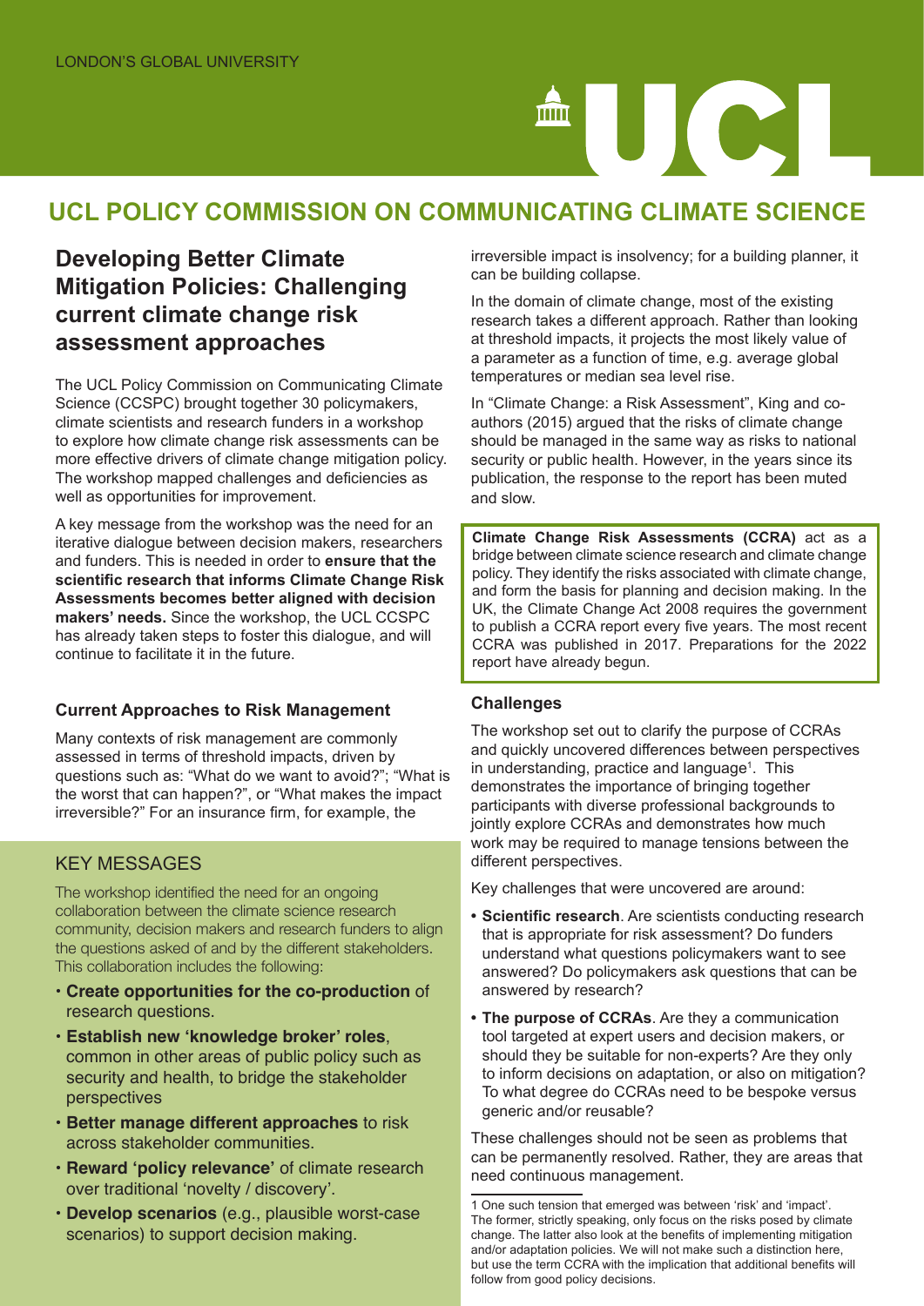LONDON'S GLOBAL UNIVERSITY

# UCL POLICY COMMISSION ON COMMUNICATING CLIMATE SCIENCE

## Developing Better Climate Mitigation Policies: Challenging current climate change risk assessment approaches

The UCL Policy Commission on Communicating Climate Science (CCSPC) brought together 30 policymakers, climate scientists and research funders in a workshop to explore how climate change risk assessments can be more effective drivers of climate change mitigation policy. The workshop mapped challenges and deficiencies as well as opportunities for improvement.

A key message from the workshop was the need for an iterative dialogue between decision makers, researchers and funders. This is needed in order to **ensure that the scientific research that informs Climate Change Risk Assessments becomes better aligned with decision makers' needs.** Since the workshop, the UCL CCSPC has already taken steps to foster this dialogue, and will continue to facilitate it in the future.

### Current Approaches to Risk Management

Many contexts of risk management are commonly assessed in terms of threshold impacts, driven by questions such as: "What do we want to avoid?"; "What is the worst that can happen?", or "What makes the impact irreversible?" For an insurance firm, for example, the irreversible impact is insolvency; for a building planner, it can be building collapse.

In the domain of climate change, most of the existing research takes a different approach. Rather than looking at threshold impacts, it projects the most likely value of a parameter as a function of time, e.g. average global temperatures or median sea level rise.

In "Climate Change: a Risk Assessment", King and co-authors (2015) argued that the risks of climate change should be managed in the same way as risks to national security or public health. However, in the years since its publication, the response to the report has been muted and slow.

### KEY MESSAGES

The workshop identified the need for an ongoing collaboration between the climate science research community, decision makers and research funders to align the questions asked of and by the different stakeholders. This collaboration includes the following:

- **Create opportunities for the co-production** of research questions.
- **Establish new 'knowledge broker' roles**, common in other areas of public policy such as security and health, to bridge the stakeholder perspectives
- **Better manage different approaches** to risk across stakeholder communities.
- **Reward 'policy relevance'** of climate research over traditional 'novelty / discovery'.
- **Develop scenarios** (e.g., plausible worst-case scenarios) to support decision making.

**Climate Change Risk Assessments (CCRA)** act as a bridge between climate science research and climate change policy. They identify the risks associated with climate change, and form the basis for planning and decision making. In the UK, the Climate Change Act 2008 requires the government to publish a CCRA report every five years. The most recent CCRA was published in 2017. Preparations for the 2022 report have already begun.

### Challenges

The workshop set out to clarify the purpose of CCRAs and quickly uncovered differences between perspectives in understanding, practice and language[1]. This demonstrates the importance of bringing together participants with diverse professional backgrounds to jointly explore CCRAs and demonstrates how much work may be required to manage tensions between the different perspectives.

Key challenges that were uncovered are around:

- **Scientific research**. Are scientists conducting research that is appropriate for risk assessment? Do funders understand what questions policymakers want to see answered? Do policymakers ask questions that can be answered by research?
- **The purpose of CCRAs**. Are they a communication tool targeted at expert users and decision makers, or should they be suitable for non-experts? Are they only to inform decisions on adaptation, or also on mitigation? To what degree do CCRAs need to be bespoke versus generic and/or reusable?

These challenges should not be seen as problems that can be permanently resolved. Rather, they are areas that need continuous management.

1 One such tension that emerged was between 'risk' and 'impact'. The former, strictly speaking, only focus on the risks posed by climate change. The latter also look at the benefits of implementing mitigation and/or adaptation policies. We will not make such a distinction here, but use the term CCRA with the implication that additional benefits will follow from good policy decisions.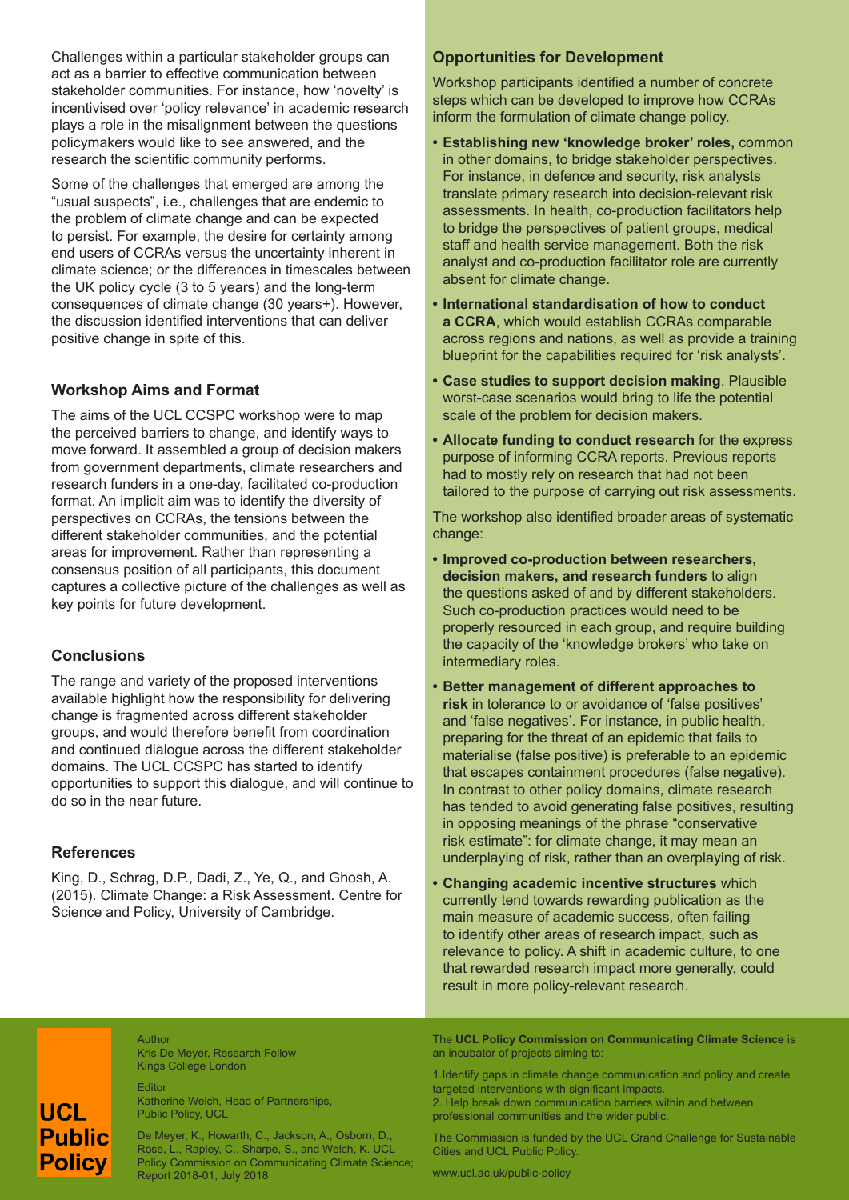Challenges within a particular stakeholder groups can act as a barrier to effective communication between stakeholder communities. For instance, how 'novelty' is incentivised over 'policy relevance' in academic research plays a role in the misalignment between the questions policymakers would like to see answered, and the research the scientific community performs.

Some of the challenges that emerged are among the "usual suspects", i.e., challenges that are endemic to the problem of climate change and can be expected to persist. For example, the desire for certainty among end users of CCRAs versus the uncertainty inherent in climate science; or the differences in timescales between the UK policy cycle (3 to 5 years) and the long-term consequences of climate change (30 years+). However, the discussion identified interventions that can deliver positive change in spite of this.

## Workshop Aims and Format

The aims of the UCL CCSPC workshop were to map the perceived barriers to change, and identify ways to move forward. It assembled a group of decision makers from government departments, climate researchers and research funders in a one-day, facilitated co-production format. An implicit aim was to identify the diversity of perspectives on CCRAs, the tensions between the different stakeholder communities, and the potential areas for improvement. Rather than representing a consensus position of all participants, this document captures a collective picture of the challenges as well as key points for future development.

## Conclusions

The range and variety of the proposed interventions available highlight how the responsibility for delivering change is fragmented across different stakeholder groups, and would therefore benefit from coordination and continued dialogue across the different stakeholder domains. The UCL CCSPC has started to identify opportunities to support this dialogue, and will continue to do so in the near future.

## References

King, D., Schrag, D.P., Dadi, Z., Ye, Q., and Ghosh, A. (2015). Climate Change: a Risk Assessment. Centre for Science and Policy, University of Cambridge.

## Opportunities for Development

Workshop participants identified a number of concrete steps which can be developed to improve how CCRAs inform the formulation of climate change policy.

- **Establishing new 'knowledge broker' roles,** common in other domains, to bridge stakeholder perspectives. For instance, in defence and security, risk analysts translate primary research into decision-relevant risk assessments. In health, co-production facilitators help to bridge the perspectives of patient groups, medical staff and health service management. Both the risk analyst and co-production facilitator role are currently absent for climate change.
- **International standardisation of how to conduct a CCRA**, which would establish CCRAs comparable across regions and nations, as well as provide a training blueprint for the capabilities required for 'risk analysts'.
- **Case studies to support decision making**. Plausible worst-case scenarios would bring to life the potential scale of the problem for decision makers.
- **Allocate funding to conduct research** for the express purpose of informing CCRA reports. Previous reports had to mostly rely on research that had not been tailored to the purpose of carrying out risk assessments.

The workshop also identified broader areas of systematic change:

- **Improved co-production between researchers, decision makers, and research funders** to align the questions asked of and by different stakeholders. Such co-production practices would need to be properly resourced in each group, and require building the capacity of the 'knowledge brokers' who take on intermediary roles.
- **Better management of different approaches to risk** in tolerance to or avoidance of 'false positives' and 'false negatives'. For instance, in public health, preparing for the threat of an epidemic that fails to materialise (false positive) is preferable to an epidemic that escapes containment procedures (false negative). In contrast to other policy domains, climate research has tended to avoid generating false positives, resulting in opposing meanings of the phrase "conservative risk estimate": for climate change, it may mean an underplaying of risk, rather than an overplaying of risk.
- **Changing academic incentive structures** which currently tend towards rewarding publication as the main measure of academic success, often failing to identify other areas of research impact, such as relevance to policy. A shift in academic culture, to one that rewarded research impact more generally, could result in more policy-relevant research.

**UCL Public Policy**

Author
Kris De Meyer, Research Fellow
Kings College London

Editor
Katherine Welch, Head of Partnerships, Public Policy, UCL

De Meyer, K., Howarth, C., Jackson, A., Osborn, D., Rose, L., Rapley, C., Sharpe, S., and Welch, K. UCL Policy Commission on Communicating Climate Science; Report 2018-01, July 2018

The **UCL Policy Commission on Communicating Climate Science** is an incubator of projects aiming to:

1. Identify gaps in climate change communication and policy and create targeted interventions with significant impacts.
2. Help break down communication barriers within and between professional communities and the wider public.

The Commission is funded by the UCL Grand Challenge for Sustainable Cities and UCL Public Policy.

www.ucl.ac.uk/public-policy